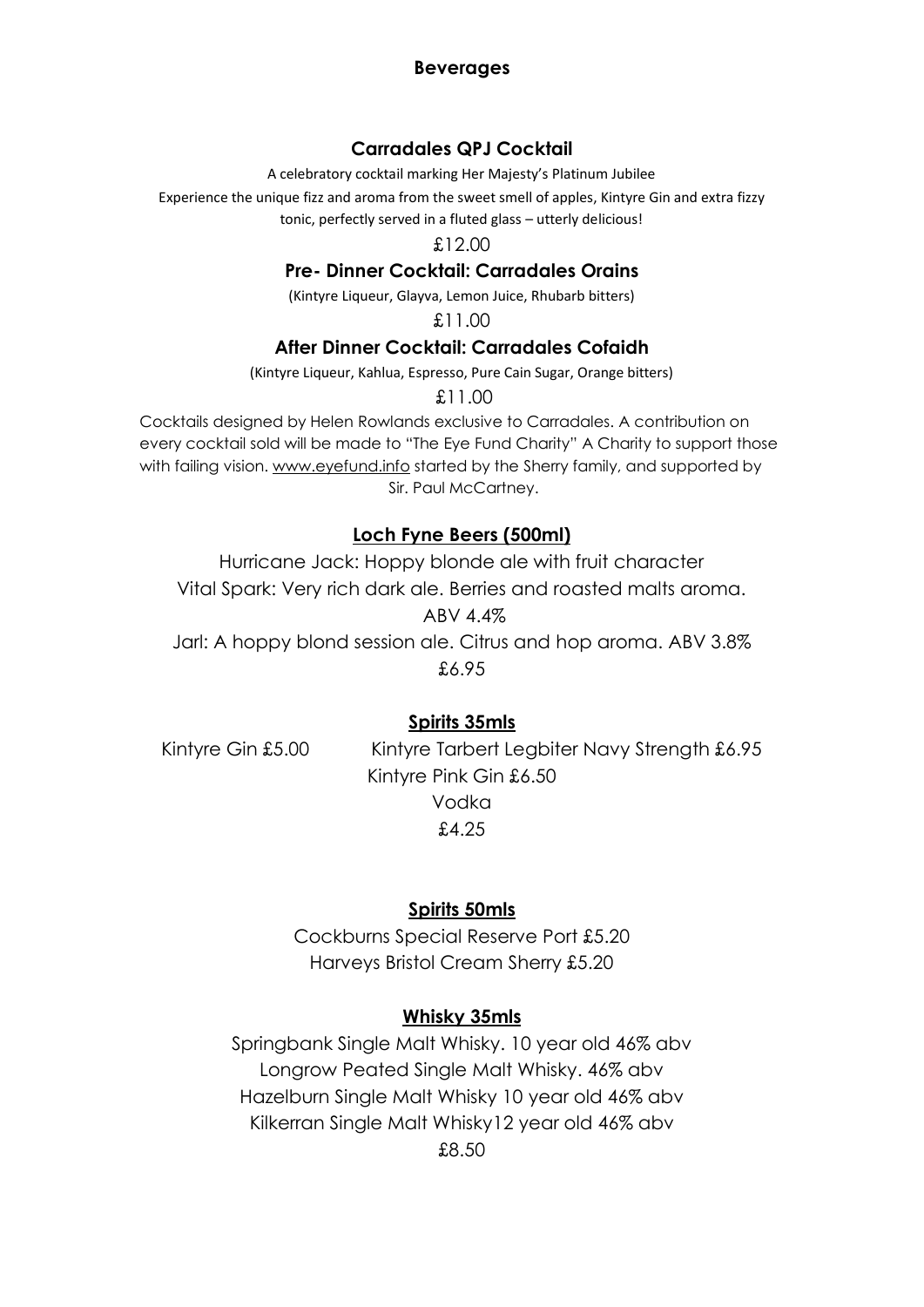# Beverages

## Carradales QPJ Cocktail

A celebratory cocktail marking Her Majesty's Platinum Jubilee

Experience the unique fizz and aroma from the sweet smell of apples, Kintyre Gin and extra fizzy tonic, perfectly served in a fluted glass – utterly delicious!

£12.00

## Pre- Dinner Cocktail: Carradales Orains

(Kintyre Liqueur, Glayva, Lemon Juice, Rhubarb bitters)

£11.00

## After Dinner Cocktail: Carradales Cofaidh

(Kintyre Liqueur, Kahlua, Espresso, Pure Cain Sugar, Orange bitters)

£11.00

Cocktails designed by Helen Rowlands exclusive to Carradales. A contribution on every cocktail sold will be made to "The Eye Fund Charity" A Charity to support those with failing vision. www.eyefund.info started by the Sherry family, and supported by Sir. Paul McCartney.

## Loch Fyne Beers (500ml)

Hurricane Jack: Hoppy blonde ale with fruit character

Vital Spark: Very rich dark ale. Berries and roasted malts aroma. ABV 4.4%

Jarl: A hoppy blond session ale. Citrus and hop aroma. ABV 3.8%

£6.95

## Spirits 35mls

Kintyre Gin £5.00

Kintyre Tarbert Legbiter Navy Strength £6.95

Kintyre Pink Gin £6.50

Vodka

£4.25

## Spirits 50mls

Cockburns Special Reserve Port £5.20

Harveys Bristol Cream Sherry £5.20

## Whisky 35mls

Springbank Single Malt Whisky. 10 year old 46% abv

Longrow Peated Single Malt Whisky. 46% abv

Hazelburn Single Malt Whisky 10 year old 46% abv

Kilkerran Single Malt Whisky12 year old 46% abv

£8.50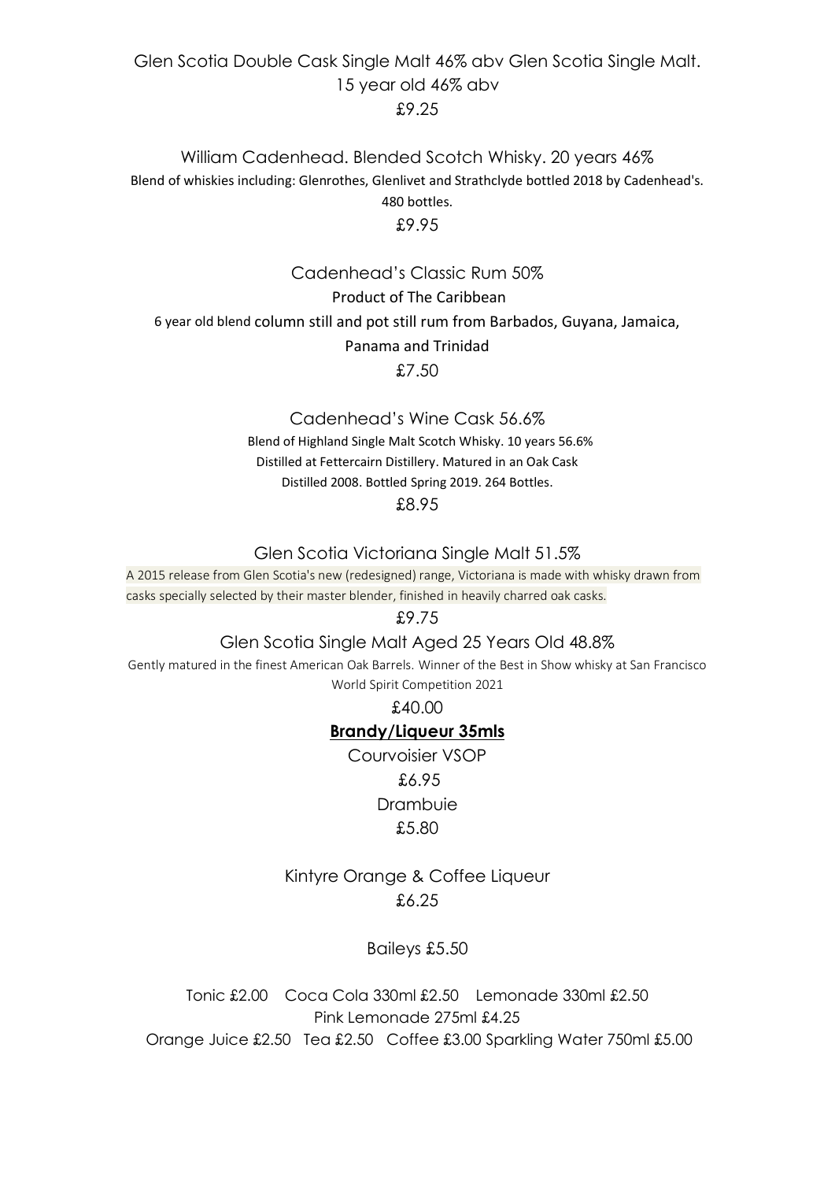Glen Scotia Double Cask Single Malt 46% abv Glen Scotia Single Malt.
15 year old 46% abv
£9.25

William Cadenhead. Blended Scotch Whisky. 20 years 46%
Blend of whiskies including: Glenrothes, Glenlivet and Strathclyde bottled 2018 by Cadenhead's.
480 bottles.
£9.95

Cadenhead's Classic Rum 50%
Product of The Caribbean
6 year old blend column still and pot still rum from Barbados, Guyana, Jamaica,
Panama and Trinidad
£7.50

Cadenhead's Wine Cask 56.6%
Blend of Highland Single Malt Scotch Whisky. 10 years 56.6%
Distilled at Fettercairn Distillery. Matured in an Oak Cask
Distilled 2008. Bottled Spring 2019. 264 Bottles.
£8.95

Glen Scotia Victoriana Single Malt 51.5%
A 2015 release from Glen Scotia's new (redesigned) range, Victoriana is made with whisky drawn from casks specially selected by their master blender, finished in heavily charred oak casks.
£9.75

Glen Scotia Single Malt Aged 25 Years Old 48.8%
Gently matured in the finest American Oak Barrels. Winner of the Best in Show whisky at San Francisco World Spirit Competition 2021
£40.00

**Brandy/Liqueur 35mls**

Courvoisier VSOP
£6.95

Drambuie
£5.80

Kintyre Orange & Coffee Liqueur
£6.25

Baileys £5.50

Tonic £2.00 Coca Cola 330ml £2.50 Lemonade 330ml £2.50
Pink Lemonade 275ml £4.25
Orange Juice £2.50 Tea £2.50 Coffee £3.00 Sparkling Water 750ml £5.00